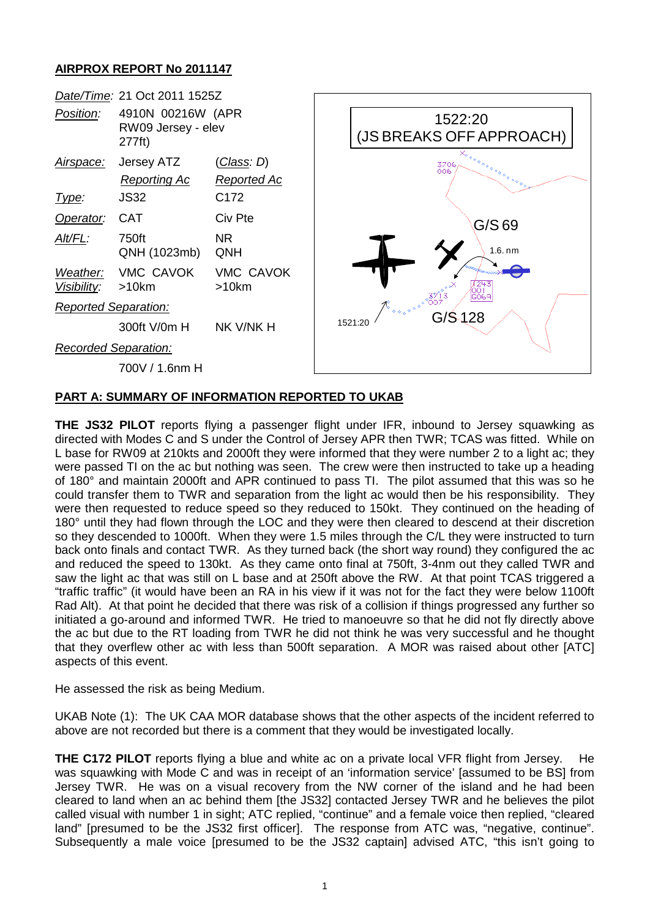## AIRPROX REPORT No 2011147

| | | |
|---|---|---|
| *Date/Time:* | 21 Oct 2011 1525Z | |
| *Position:* | 4910N 00216W (APR RW09 Jersey - elev 277ft) | |
| *Airspace:* | Jersey ATZ | (*Class*: D) |
| | *Reporting Ac* | *Reported Ac* |
| *Type:* | JS32 | C172 |
| *Operator:* | CAT | Civ Pte |
| *Alt/FL:* | 750ft QNH (1023mb) | NR QNH |
| *Weather:* *Visibility:* | VMC CAVOK >10km | VMC CAVOK >10km |
| *Reported Separation:* | | |
| | 300ft V/0m H | NK V/NK H |
| *Recorded Separation:* | | |
| | 700V / 1.6nm H | |

1522:20
(JS BREAKS OFF APPROACH)
3706
006
G/S 69
1.6. nm
1243
001
G069
3713
007
1521:20
G/S 128

## PART A: SUMMARY OF INFORMATION REPORTED TO UKAB

**THE JS32 PILOT** reports flying a passenger flight under IFR, inbound to Jersey squawking as directed with Modes C and S under the Control of Jersey APR then TWR; TCAS was fitted. While on L base for RW09 at 210kts and 2000ft they were informed that they were number 2 to a light ac; they were passed TI on the ac but nothing was seen. The crew were then instructed to take up a heading of 180° and maintain 2000ft and APR continued to pass TI. The pilot assumed that this was so he could transfer them to TWR and separation from the light ac would then be his responsibility. They were then requested to reduce speed so they reduced to 150kt. They continued on the heading of 180° until they had flown through the LOC and they were then cleared to descend at their discretion so they descended to 1000ft. When they were 1.5 miles through the C/L they were instructed to turn back onto finals and contact TWR. As they turned back (the short way round) they configured the ac and reduced the speed to 130kt. As they came onto final at 750ft, 3-4nm out they called TWR and saw the light ac that was still on L base and at 250ft above the RW. At that point TCAS triggered a "traffic traffic" (it would have been an RA in his view if it was not for the fact they were below 1100ft Rad Alt). At that point he decided that there was risk of a collision if things progressed any further so initiated a go-around and informed TWR. He tried to manoeuvre so that he did not fly directly above the ac but due to the RT loading from TWR he did not think he was very successful and he thought that they overflew other ac with less than 500ft separation. A MOR was raised about other [ATC] aspects of this event.

He assessed the risk as being Medium.

UKAB Note (1): The UK CAA MOR database shows that the other aspects of the incident referred to above are not recorded but there is a comment that they would be investigated locally.

**THE C172 PILOT** reports flying a blue and white ac on a private local VFR flight from Jersey. He was squawking with Mode C and was in receipt of an 'information service' [assumed to be BS] from Jersey TWR. He was on a visual recovery from the NW corner of the island and he had been cleared to land when an ac behind them [the JS32] contacted Jersey TWR and he believes the pilot called visual with number 1 in sight; ATC replied, "continue" and a female voice then replied, "cleared land" [presumed to be the JS32 first officer]. The response from ATC was, "negative, continue". Subsequently a male voice [presumed to be the JS32 captain] advised ATC, "this isn't going to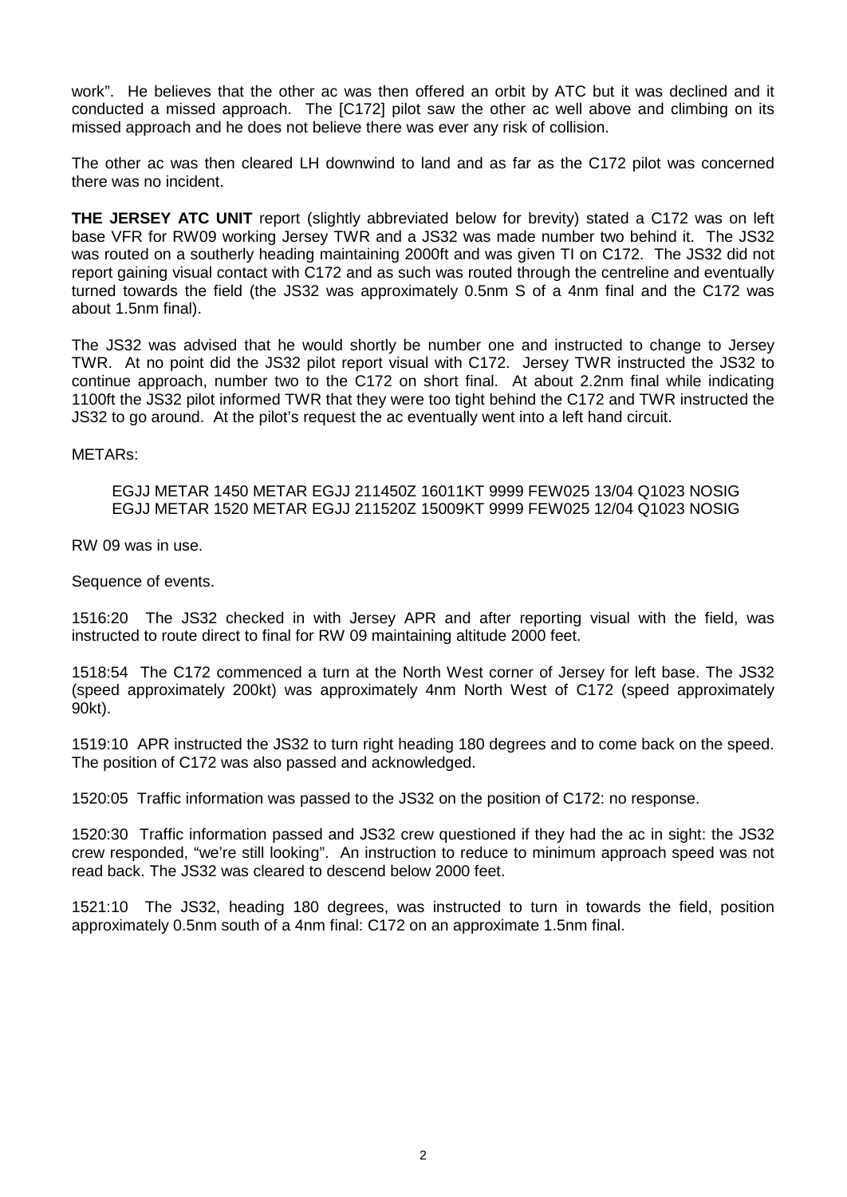work". He believes that the other ac was then offered an orbit by ATC but it was declined and it conducted a missed approach. The [C172] pilot saw the other ac well above and climbing on its missed approach and he does not believe there was ever any risk of collision.

The other ac was then cleared LH downwind to land and as far as the C172 pilot was concerned there was no incident.

**THE JERSEY ATC UNIT** report (slightly abbreviated below for brevity) stated a C172 was on left base VFR for RW09 working Jersey TWR and a JS32 was made number two behind it. The JS32 was routed on a southerly heading maintaining 2000ft and was given TI on C172. The JS32 did not report gaining visual contact with C172 and as such was routed through the centreline and eventually turned towards the field (the JS32 was approximately 0.5nm S of a 4nm final and the C172 was about 1.5nm final).

The JS32 was advised that he would shortly be number one and instructed to change to Jersey TWR. At no point did the JS32 pilot report visual with C172. Jersey TWR instructed the JS32 to continue approach, number two to the C172 on short final. At about 2.2nm final while indicating 1100ft the JS32 pilot informed TWR that they were too tight behind the C172 and TWR instructed the JS32 to go around. At the pilot's request the ac eventually went into a left hand circuit.

METARs:

EGJJ METAR 1450 METAR EGJJ 211450Z 16011KT 9999 FEW025 13/04 Q1023 NOSIG
EGJJ METAR 1520 METAR EGJJ 211520Z 15009KT 9999 FEW025 12/04 Q1023 NOSIG

RW 09 was in use.

Sequence of events.

1516:20 The JS32 checked in with Jersey APR and after reporting visual with the field, was instructed to route direct to final for RW 09 maintaining altitude 2000 feet.

1518:54 The C172 commenced a turn at the North West corner of Jersey for left base. The JS32 (speed approximately 200kt) was approximately 4nm North West of C172 (speed approximately 90kt).

1519:10 APR instructed the JS32 to turn right heading 180 degrees and to come back on the speed. The position of C172 was also passed and acknowledged.

1520:05 Traffic information was passed to the JS32 on the position of C172: no response.

1520:30 Traffic information passed and JS32 crew questioned if they had the ac in sight: the JS32 crew responded, "we're still looking". An instruction to reduce to minimum approach speed was not read back. The JS32 was cleared to descend below 2000 feet.

1521:10 The JS32, heading 180 degrees, was instructed to turn in towards the field, position approximately 0.5nm south of a 4nm final: C172 on an approximate 1.5nm final.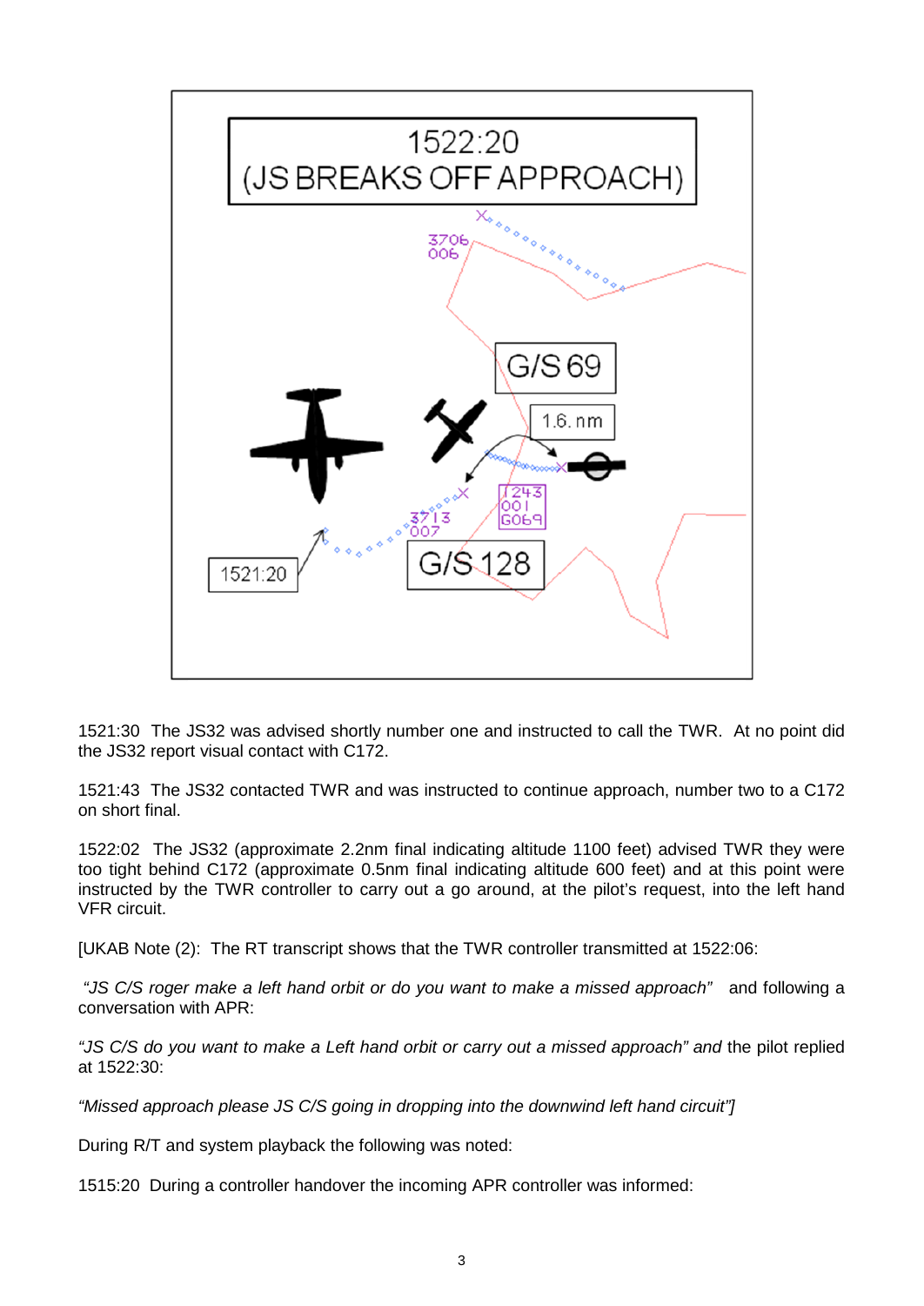1521:30  The JS32 was advised shortly number one and instructed to call the TWR.  At no point did the JS32 report visual contact with C172.

1521:43  The JS32 contacted TWR and was instructed to continue approach, number two to a C172 on short final.

1522:02  The JS32 (approximate 2.2nm final indicating altitude 1100 feet) advised TWR they were too tight behind C172 (approximate 0.5nm final indicating altitude 600 feet) and at this point were instructed by the TWR controller to carry out a go around, at the pilot's request, into the left hand VFR circuit.

[UKAB Note (2):  The RT transcript shows that the TWR controller transmitted at 1522:06:

*"JS C/S roger make a left hand orbit or do you want to make a missed approach"* and following a conversation with APR:

*"JS C/S do you want to make a Left hand orbit or carry out a missed approach" and* the pilot replied at 1522:30:

*"Missed approach please JS C/S going in dropping into the downwind left hand circuit"]*

During R/T and system playback the following was noted:

1515:20  During a controller handover the incoming APR controller was informed: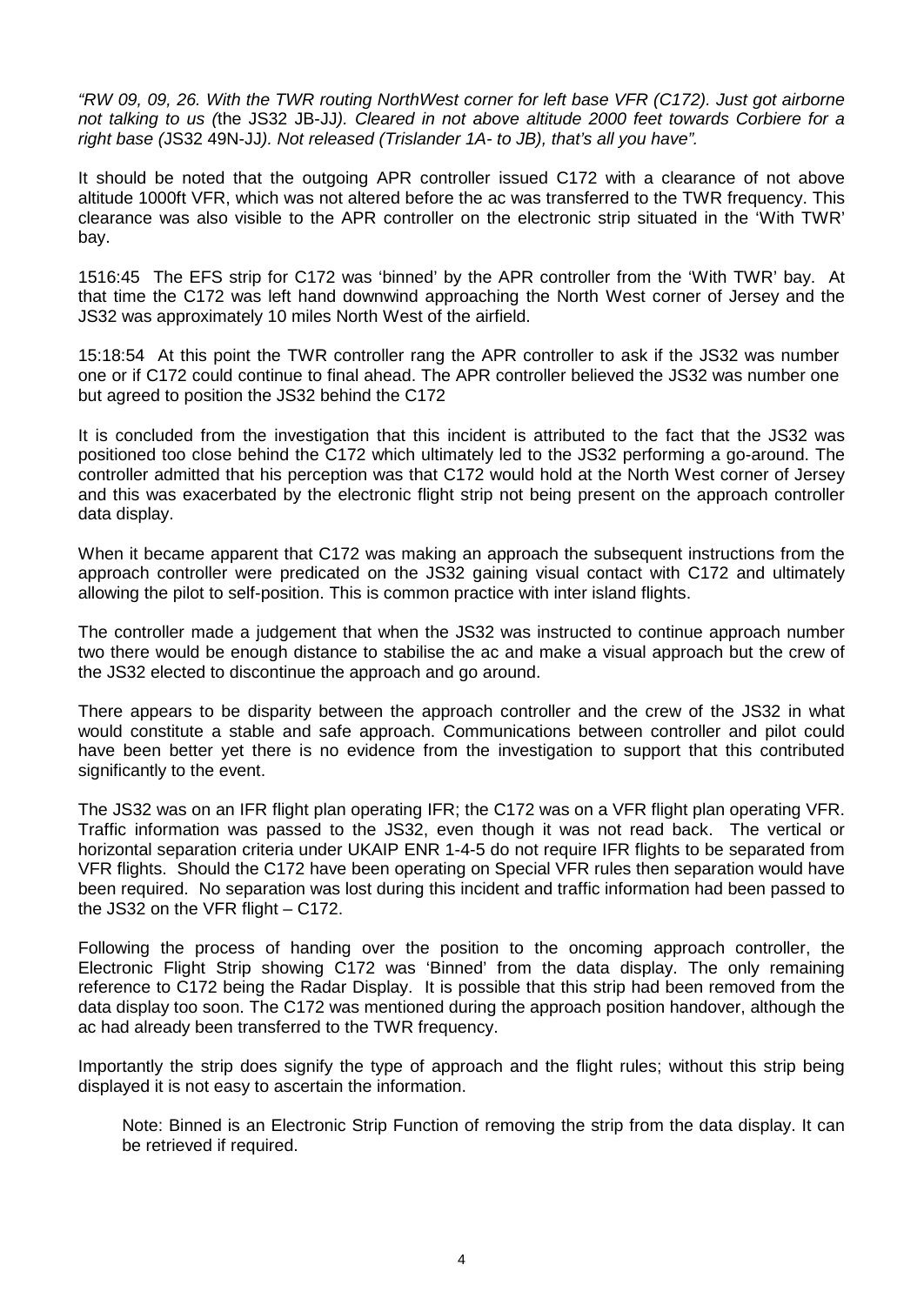*"RW 09, 09, 26. With the TWR routing NorthWest corner for left base VFR (C172). Just got airborne not talking to us (*the JS32 JB-JJ*). Cleared in not above altitude 2000 feet towards Corbiere for a right base (*JS32 49N-JJ*). Not released (Trislander 1A- to JB), that's all you have".*

It should be noted that the outgoing APR controller issued C172 with a clearance of not above altitude 1000ft VFR, which was not altered before the ac was transferred to the TWR frequency. This clearance was also visible to the APR controller on the electronic strip situated in the 'With TWR' bay.

1516:45 The EFS strip for C172 was 'binned' by the APR controller from the 'With TWR' bay. At that time the C172 was left hand downwind approaching the North West corner of Jersey and the JS32 was approximately 10 miles North West of the airfield.

15:18:54 At this point the TWR controller rang the APR controller to ask if the JS32 was number one or if C172 could continue to final ahead. The APR controller believed the JS32 was number one but agreed to position the JS32 behind the C172

It is concluded from the investigation that this incident is attributed to the fact that the JS32 was positioned too close behind the C172 which ultimately led to the JS32 performing a go-around. The controller admitted that his perception was that C172 would hold at the North West corner of Jersey and this was exacerbated by the electronic flight strip not being present on the approach controller data display.

When it became apparent that C172 was making an approach the subsequent instructions from the approach controller were predicated on the JS32 gaining visual contact with C172 and ultimately allowing the pilot to self-position. This is common practice with inter island flights.

The controller made a judgement that when the JS32 was instructed to continue approach number two there would be enough distance to stabilise the ac and make a visual approach but the crew of the JS32 elected to discontinue the approach and go around.

There appears to be disparity between the approach controller and the crew of the JS32 in what would constitute a stable and safe approach. Communications between controller and pilot could have been better yet there is no evidence from the investigation to support that this contributed significantly to the event.

The JS32 was on an IFR flight plan operating IFR; the C172 was on a VFR flight plan operating VFR. Traffic information was passed to the JS32, even though it was not read back. The vertical or horizontal separation criteria under UKAIP ENR 1-4-5 do not require IFR flights to be separated from VFR flights. Should the C172 have been operating on Special VFR rules then separation would have been required. No separation was lost during this incident and traffic information had been passed to the JS32 on the VFR flight – C172.

Following the process of handing over the position to the oncoming approach controller, the Electronic Flight Strip showing C172 was 'Binned' from the data display. The only remaining reference to C172 being the Radar Display. It is possible that this strip had been removed from the data display too soon. The C172 was mentioned during the approach position handover, although the ac had already been transferred to the TWR frequency.

Importantly the strip does signify the type of approach and the flight rules; without this strip being displayed it is not easy to ascertain the information.

> Note: Binned is an Electronic Strip Function of removing the strip from the data display. It can be retrieved if required.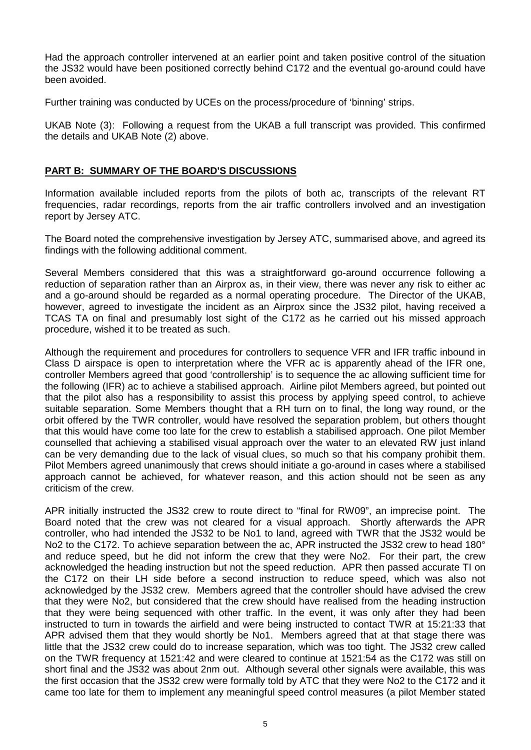Had the approach controller intervened at an earlier point and taken positive control of the situation the JS32 would have been positioned correctly behind C172 and the eventual go-around could have been avoided.

Further training was conducted by UCEs on the process/procedure of 'binning' strips.

UKAB Note (3): Following a request from the UKAB a full transcript was provided. This confirmed the details and UKAB Note (2) above.

## PART B: SUMMARY OF THE BOARD'S DISCUSSIONS

Information available included reports from the pilots of both ac, transcripts of the relevant RT frequencies, radar recordings, reports from the air traffic controllers involved and an investigation report by Jersey ATC.

The Board noted the comprehensive investigation by Jersey ATC, summarised above, and agreed its findings with the following additional comment.

Several Members considered that this was a straightforward go-around occurrence following a reduction of separation rather than an Airprox as, in their view, there was never any risk to either ac and a go-around should be regarded as a normal operating procedure. The Director of the UKAB, however, agreed to investigate the incident as an Airprox since the JS32 pilot, having received a TCAS TA on final and presumably lost sight of the C172 as he carried out his missed approach procedure, wished it to be treated as such.

Although the requirement and procedures for controllers to sequence VFR and IFR traffic inbound in Class D airspace is open to interpretation where the VFR ac is apparently ahead of the IFR one, controller Members agreed that good 'controllership' is to sequence the ac allowing sufficient time for the following (IFR) ac to achieve a stabilised approach. Airline pilot Members agreed, but pointed out that the pilot also has a responsibility to assist this process by applying speed control, to achieve suitable separation. Some Members thought that a RH turn on to final, the long way round, or the orbit offered by the TWR controller, would have resolved the separation problem, but others thought that this would have come too late for the crew to establish a stabilised approach. One pilot Member counselled that achieving a stabilised visual approach over the water to an elevated RW just inland can be very demanding due to the lack of visual clues, so much so that his company prohibit them. Pilot Members agreed unanimously that crews should initiate a go-around in cases where a stabilised approach cannot be achieved, for whatever reason, and this action should not be seen as any criticism of the crew.

APR initially instructed the JS32 crew to route direct to "final for RW09", an imprecise point. The Board noted that the crew was not cleared for a visual approach. Shortly afterwards the APR controller, who had intended the JS32 to be No1 to land, agreed with TWR that the JS32 would be No2 to the C172. To achieve separation between the ac, APR instructed the JS32 crew to head 180° and reduce speed, but he did not inform the crew that they were No2. For their part, the crew acknowledged the heading instruction but not the speed reduction. APR then passed accurate TI on the C172 on their LH side before a second instruction to reduce speed, which was also not acknowledged by the JS32 crew. Members agreed that the controller should have advised the crew that they were No2, but considered that the crew should have realised from the heading instruction that they were being sequenced with other traffic. In the event, it was only after they had been instructed to turn in towards the airfield and were being instructed to contact TWR at 15:21:33 that APR advised them that they would shortly be No1. Members agreed that at that stage there was little that the JS32 crew could do to increase separation, which was too tight. The JS32 crew called on the TWR frequency at 1521:42 and were cleared to continue at 1521:54 as the C172 was still on short final and the JS32 was about 2nm out. Although several other signals were available, this was the first occasion that the JS32 crew were formally told by ATC that they were No2 to the C172 and it came too late for them to implement any meaningful speed control measures (a pilot Member stated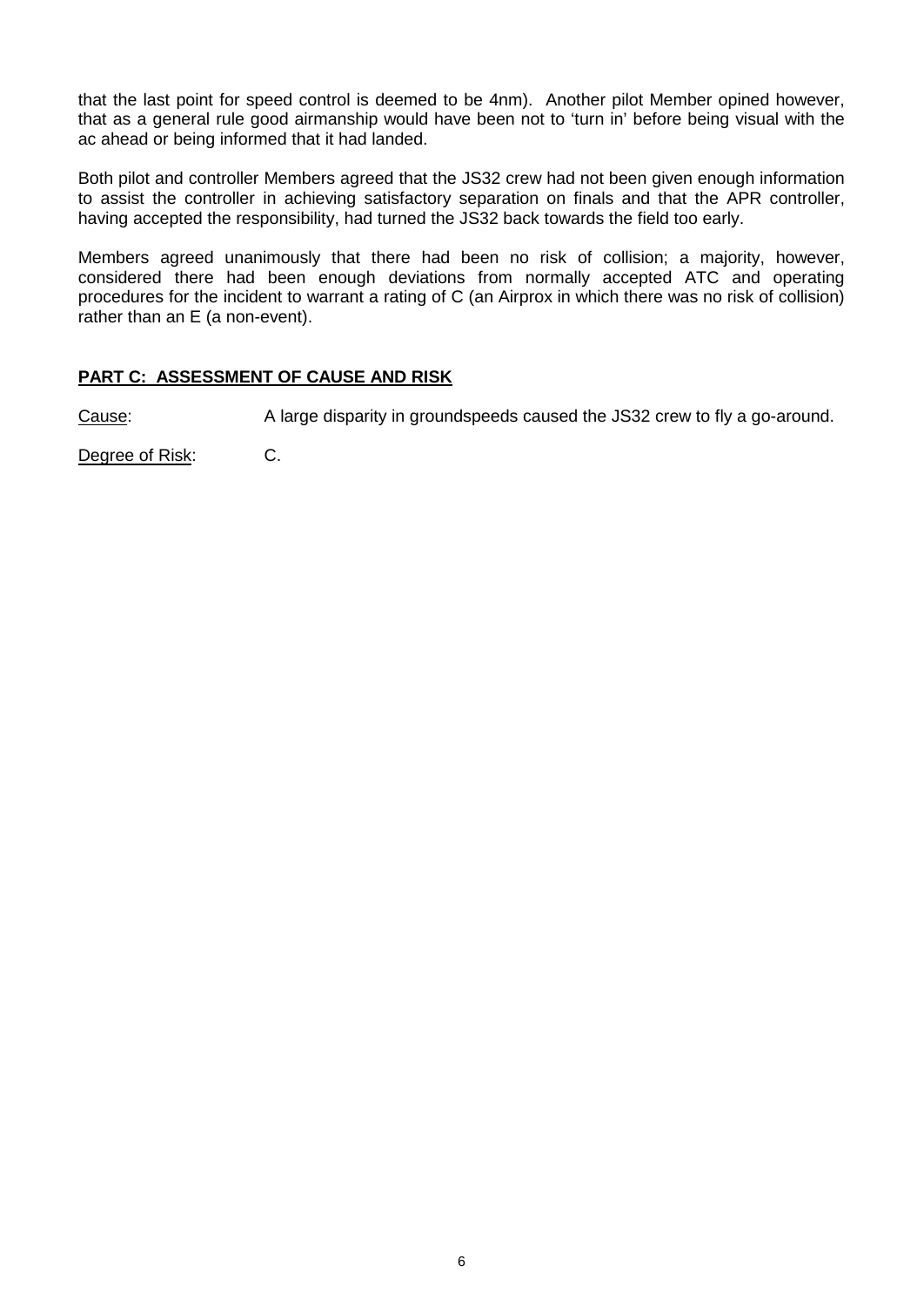that the last point for speed control is deemed to be 4nm). Another pilot Member opined however, that as a general rule good airmanship would have been not to 'turn in' before being visual with the ac ahead or being informed that it had landed.

Both pilot and controller Members agreed that the JS32 crew had not been given enough information to assist the controller in achieving satisfactory separation on finals and that the APR controller, having accepted the responsibility, had turned the JS32 back towards the field too early.

Members agreed unanimously that there had been no risk of collision; a majority, however, considered there had been enough deviations from normally accepted ATC and operating procedures for the incident to warrant a rating of C (an Airprox in which there was no risk of collision) rather than an E (a non-event).

## PART C: ASSESSMENT OF CAUSE AND RISK

Cause: A large disparity in groundspeeds caused the JS32 crew to fly a go-around.

Degree of Risk: C.